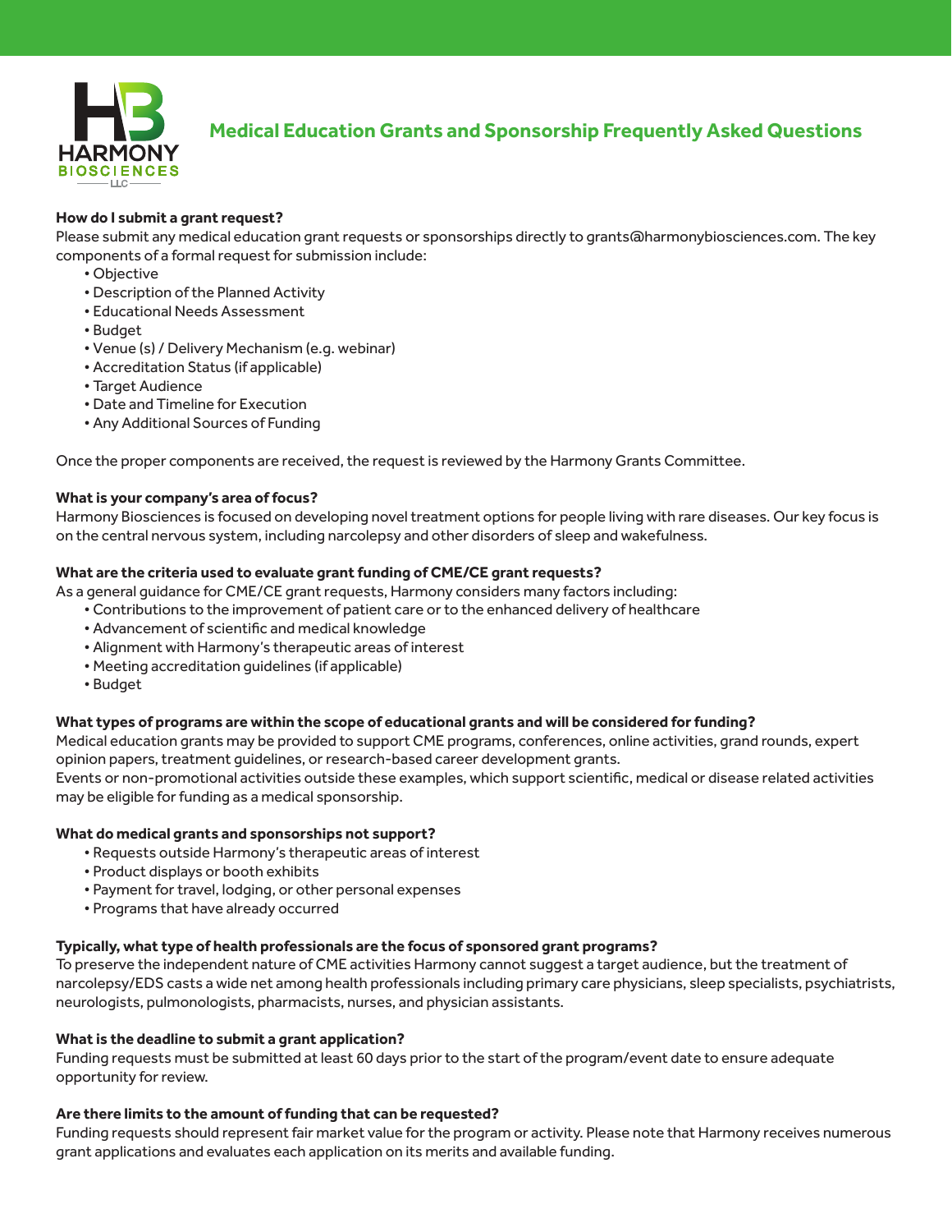# Medical Education Grants and Sponsorship Frequently Asked Questions

**How do I submit a grant request?**

Please submit any medical education grant requests or sponsorships directly to grants@harmonybiosciences.com. The key components of a formal request for submission include:

- Objective
- Description of the Planned Activity
- Educational Needs Assessment
- Budget
- Venue (s) / Delivery Mechanism (e.g. webinar)
- Accreditation Status (if applicable)
- Target Audience
- Date and Timeline for Execution
- Any Additional Sources of Funding

Once the proper components are received, the request is reviewed by the Harmony Grants Committee.

**What is your company's area of focus?**

Harmony Biosciences is focused on developing novel treatment options for people living with rare diseases. Our key focus is on the central nervous system, including narcolepsy and other disorders of sleep and wakefulness.

**What are the criteria used to evaluate grant funding of CME/CE grant requests?**

As a general guidance for CME/CE grant requests, Harmony considers many factors including:

- Contributions to the improvement of patient care or to the enhanced delivery of healthcare
- Advancement of scientific and medical knowledge
- Alignment with Harmony's therapeutic areas of interest
- Meeting accreditation guidelines (if applicable)
- Budget

**What types of programs are within the scope of educational grants and will be considered for funding?**

Medical education grants may be provided to support CME programs, conferences, online activities, grand rounds, expert opinion papers, treatment guidelines, or research-based career development grants.

Events or non-promotional activities outside these examples, which support scientific, medical or disease related activities may be eligible for funding as a medical sponsorship.

**What do medical grants and sponsorships not support?**

- Requests outside Harmony's therapeutic areas of interest
- Product displays or booth exhibits
- Payment for travel, lodging, or other personal expenses
- Programs that have already occurred

**Typically, what type of health professionals are the focus of sponsored grant programs?**

To preserve the independent nature of CME activities Harmony cannot suggest a target audience, but the treatment of narcolepsy/EDS casts a wide net among health professionals including primary care physicians, sleep specialists, psychiatrists, neurologists, pulmonologists, pharmacists, nurses, and physician assistants.

**What is the deadline to submit a grant application?**

Funding requests must be submitted at least 60 days prior to the start of the program/event date to ensure adequate opportunity for review.

**Are there limits to the amount of funding that can be requested?**

Funding requests should represent fair market value for the program or activity. Please note that Harmony receives numerous grant applications and evaluates each application on its merits and available funding.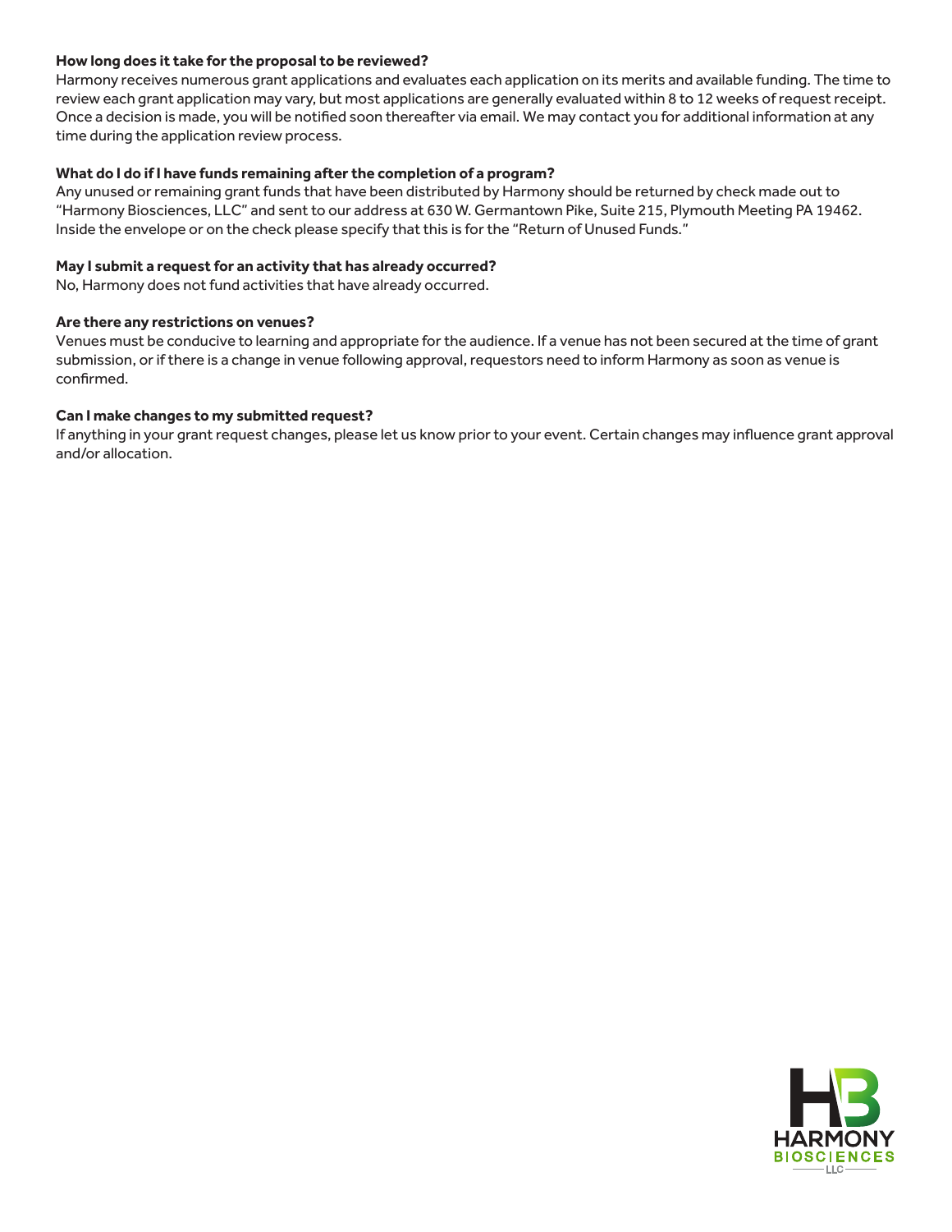**How long does it take for the proposal to be reviewed?**

Harmony receives numerous grant applications and evaluates each application on its merits and available funding. The time to review each grant application may vary, but most applications are generally evaluated within 8 to 12 weeks of request receipt. Once a decision is made, you will be notified soon thereafter via email. We may contact you for additional information at any time during the application review process.

**What do I do if I have funds remaining after the completion of a program?**

Any unused or remaining grant funds that have been distributed by Harmony should be returned by check made out to "Harmony Biosciences, LLC" and sent to our address at 630 W. Germantown Pike, Suite 215, Plymouth Meeting PA 19462. Inside the envelope or on the check please specify that this is for the "Return of Unused Funds."

**May I submit a request for an activity that has already occurred?**

No, Harmony does not fund activities that have already occurred.

**Are there any restrictions on venues?**

Venues must be conducive to learning and appropriate for the audience. If a venue has not been secured at the time of grant submission, or if there is a change in venue following approval, requestors need to inform Harmony as soon as venue is confirmed.

**Can I make changes to my submitted request?**

If anything in your grant request changes, please let us know prior to your event. Certain changes may influence grant approval and/or allocation.